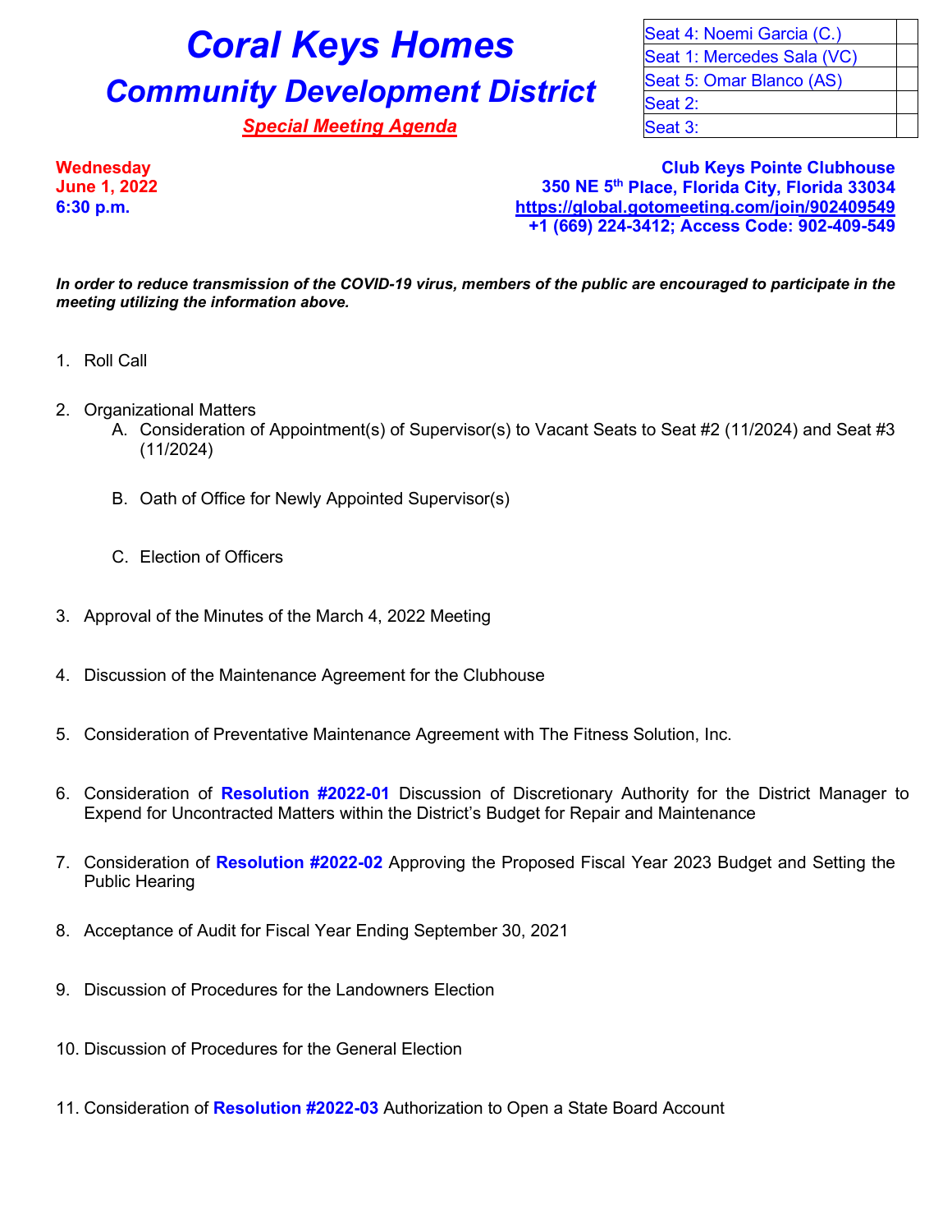# Coral Keys Homes

## Community Development District

***Special Meeting Agenda***

| Seat 4: Noemi Garcia (C.) | |
|---|---|
| Seat 1: Mercedes Sala (VC) | |
| Seat 5: Omar Blanco (AS) | |
| Seat 2: | |
| Seat 3: | |

**Wednesday**
**June 1, 2022**
**6:30 p.m.**

**Club Keys Pointe Clubhouse**
**350 NE 5th Place, Florida City, Florida 33034**
**https://global.gotomeeting.com/join/902409549**
**+1 (669) 224-3412; Access Code: 902-409-549**

***In order to reduce transmission of the COVID-19 virus, members of the public are encouraged to participate in the meeting utilizing the information above.***

1. Roll Call

2. Organizational Matters
   A. Consideration of Appointment(s) of Supervisor(s) to Vacant Seats to Seat #2 (11/2024) and Seat #3 (11/2024)

   B. Oath of Office for Newly Appointed Supervisor(s)

   C. Election of Officers

3. Approval of the Minutes of the March 4, 2022 Meeting

4. Discussion of the Maintenance Agreement for the Clubhouse

5. Consideration of Preventative Maintenance Agreement with The Fitness Solution, Inc.

6. Consideration of **Resolution #2022-01** Discussion of Discretionary Authority for the District Manager to Expend for Uncontracted Matters within the District's Budget for Repair and Maintenance

7. Consideration of **Resolution #2022-02** Approving the Proposed Fiscal Year 2023 Budget and Setting the Public Hearing

8. Acceptance of Audit for Fiscal Year Ending September 30, 2021

9. Discussion of Procedures for the Landowners Election

10. Discussion of Procedures for the General Election

11. Consideration of **Resolution #2022-03** Authorization to Open a State Board Account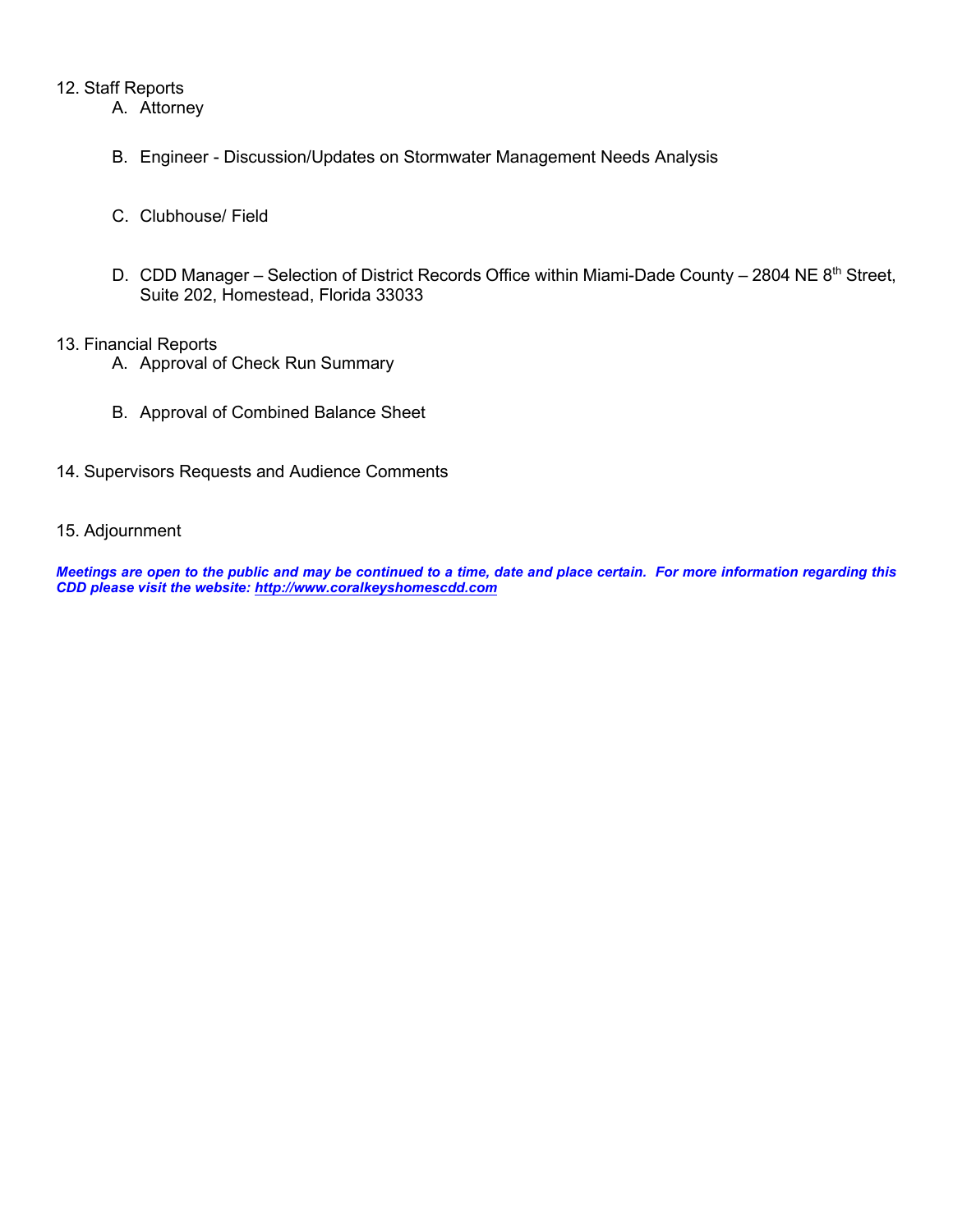12. Staff Reports
    A. Attorney

    B. Engineer - Discussion/Updates on Stormwater Management Needs Analysis

    C. Clubhouse/ Field

    D. CDD Manager – Selection of District Records Office within Miami-Dade County – 2804 NE 8th Street, Suite 202, Homestead, Florida 33033

13. Financial Reports
    A. Approval of Check Run Summary

    B. Approval of Combined Balance Sheet

14. Supervisors Requests and Audience Comments

15. Adjournment

***Meetings are open to the public and may be continued to a time, date and place certain. For more information regarding this CDD please visit the website: http://www.coralkeyshomescdd.com***